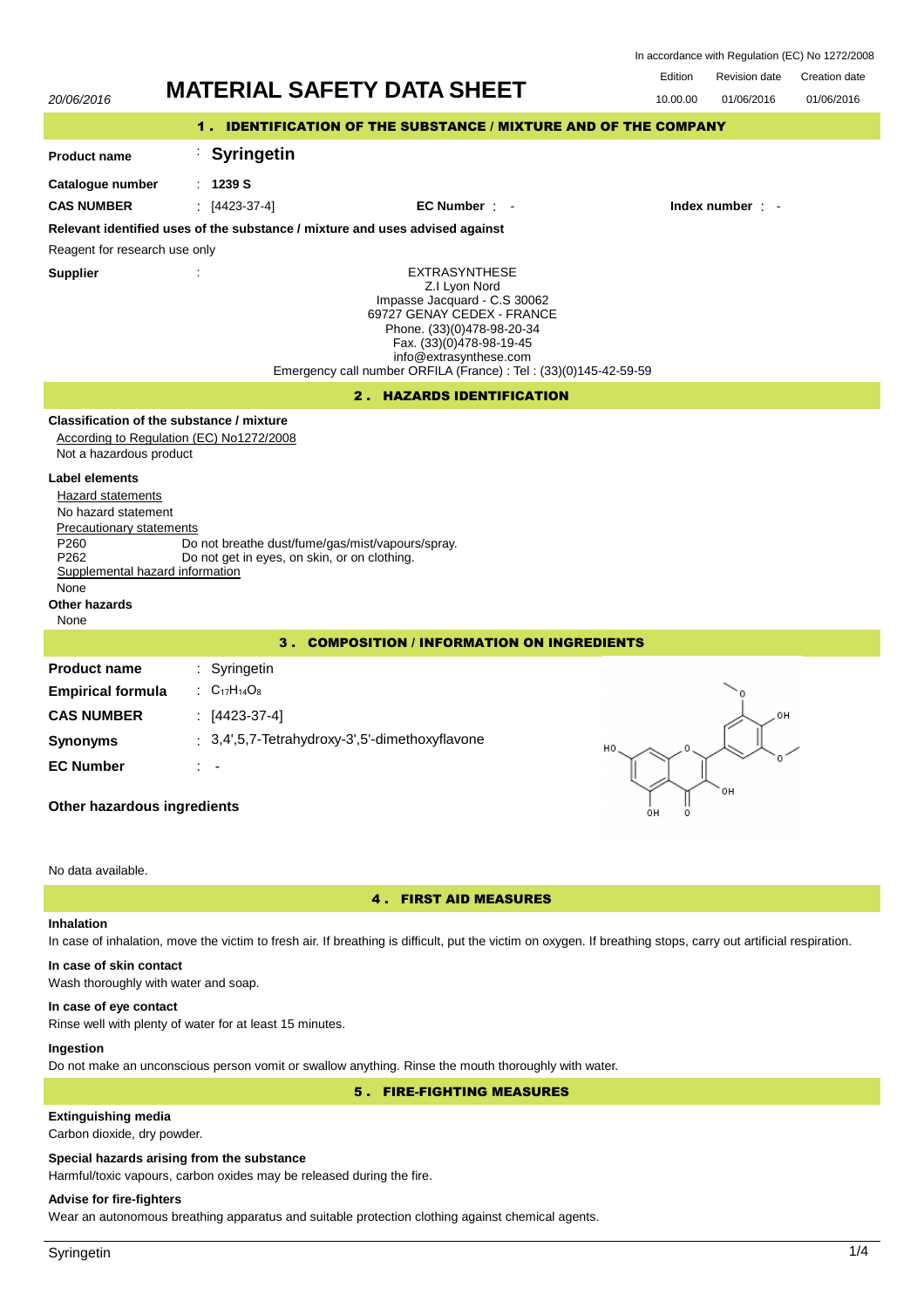In accordance with Regulation (EC) No 1272/2008

20/06/2016

# MATERIAL SAFETY DATA SHEET

| Edition | Revision date | Creation date |
| --- | --- | --- |
| 10.00.00 | 01/06/2016 | 01/06/2016 |

## 1 . IDENTIFICATION OF THE SUBSTANCE / MIXTURE AND OF THE COMPANY

**Product name** : **Syringetin**

**Catalogue number** : **1239 S**

**CAS NUMBER** : [4423-37-4] **EC Number** : - **Index number** : -

**Relevant identified uses of the substance / mixture and uses advised against**

Reagent for research use only

**Supplier** :

EXTRASYNTHESE
Z.I Lyon Nord
Impasse Jacquard - C.S 30062
69727 GENAY CEDEX - FRANCE
Phone. (33)(0)478-98-20-34
Fax. (33)(0)478-98-19-45
info@extrasynthese.com
Emergency call number ORFILA (France) : Tel : (33)(0)145-42-59-59

## 2 . HAZARDS IDENTIFICATION

**Classification of the substance / mixture**

According to Regulation (EC) No1272/2008

Not a hazardous product

**Label elements**

Hazard statements

No hazard statement

Precautionary statements

P260 Do not breathe dust/fume/gas/mist/vapours/spray.
P262 Do not get in eyes, on skin, or on clothing.

Supplemental hazard information

None

**Other hazards**

None

## 3 . COMPOSITION / INFORMATION ON INGREDIENTS

**Product name** : Syringetin

**Empirical formula** : $C_{17}H_{14}O_8$

**CAS NUMBER** : [4423-37-4]

**Synonyms** : 3,4',5,7-Tetrahydroxy-3',5'-dimethoxyflavone

**EC Number** : -

**Other hazardous ingredients**

No data available.

## 4 . FIRST AID MEASURES

**Inhalation**

In case of inhalation, move the victim to fresh air. If breathing is difficult, put the victim on oxygen. If breathing stops, carry out artificial respiration.

**In case of skin contact**

Wash thoroughly with water and soap.

**In case of eye contact**

Rinse well with plenty of water for at least 15 minutes.

**Ingestion**

Do not make an unconscious person vomit or swallow anything. Rinse the mouth thoroughly with water.

## 5 . FIRE-FIGHTING MEASURES

**Extinguishing media**

Carbon dioxide, dry powder.

**Special hazards arising from the substance**

Harmful/toxic vapours, carbon oxides may be released during the fire.

**Advise for fire-fighters**

Wear an autonomous breathing apparatus and suitable protection clothing against chemical agents.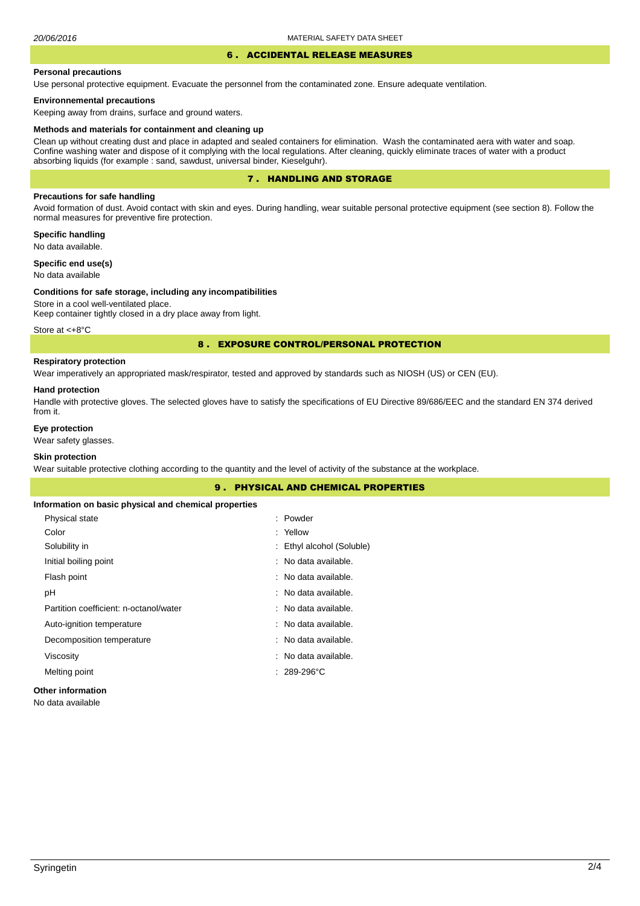## 6 . ACCIDENTAL RELEASE MEASURES

### Personal precautions

Use personal protective equipment. Evacuate the personnel from the contaminated zone. Ensure adequate ventilation.

### Environnemental precautions

Keeping away from drains, surface and ground waters.

### Methods and materials for containment and cleaning up

Clean up without creating dust and place in adapted and sealed containers for elimination. Wash the contaminated aera with water and soap. Confine washing water and dispose of it complying with the local regulations. After cleaning, quickly eliminate traces of water with a product absorbing liquids (for example : sand, sawdust, universal binder, Kieselguhr).

## 7 . HANDLING AND STORAGE

### Precautions for safe handling

Avoid formation of dust. Avoid contact with skin and eyes. During handling, wear suitable personal protective equipment (see section 8). Follow the normal measures for preventive fire protection.

### Specific handling

No data available.

### Specific end use(s)

No data available

### Conditions for safe storage, including any incompatibilities

Store in a cool well-ventilated place.
Keep container tightly closed in a dry place away from light.

Store at <+8°C

## 8 . EXPOSURE CONTROL/PERSONAL PROTECTION

### Respiratory protection

Wear imperatively an appropriated mask/respirator, tested and approved by standards such as NIOSH (US) or CEN (EU).

### Hand protection

Handle with protective gloves. The selected gloves have to satisfy the specifications of EU Directive 89/686/EEC and the standard EN 374 derived from it.

### Eye protection

Wear safety glasses.

### Skin protection

Wear suitable protective clothing according to the quantity and the level of activity of the substance at the workplace.

## 9 . PHYSICAL AND CHEMICAL PROPERTIES

### Information on basic physical and chemical properties

| Property | Value |
|---|---|
| Physical state | : Powder |
| Color | : Yellow |
| Solubility in | : Ethyl alcohol (Soluble) |
| Initial boiling point | : No data available. |
| Flash point | : No data available. |
| pH | : No data available. |
| Partition coefficient: n-octanol/water | : No data available. |
| Auto-ignition temperature | : No data available. |
| Decomposition temperature | : No data available. |
| Viscosity | : No data available. |
| Melting point | : 289-296°C |

### Other information

No data available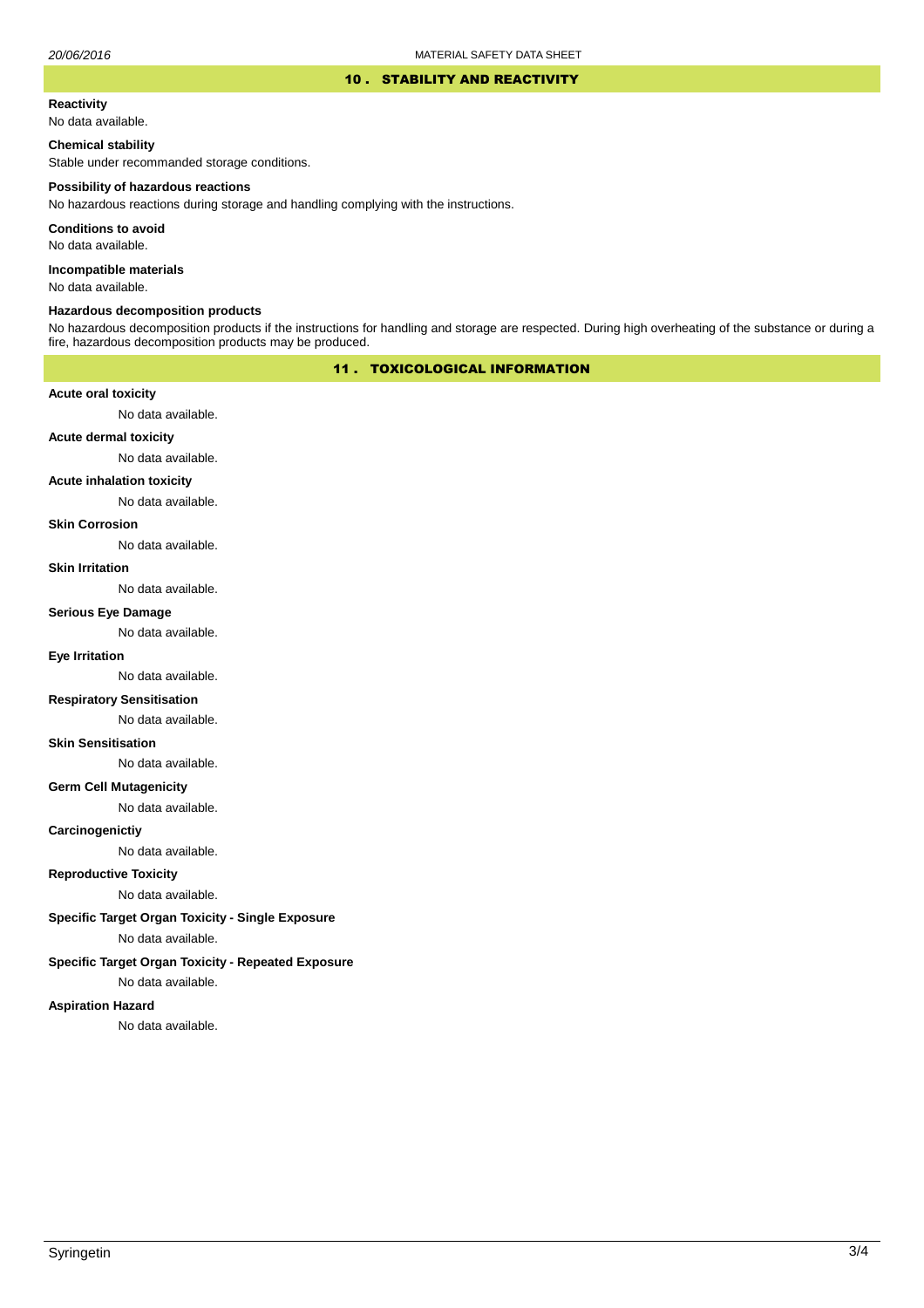## 10 . STABILITY AND REACTIVITY

**Reactivity**

No data available.

**Chemical stability**

Stable under recommanded storage conditions.

**Possibility of hazardous reactions**

No hazardous reactions during storage and handling complying with the instructions.

**Conditions to avoid**

No data available.

**Incompatible materials**

No data available.

**Hazardous decomposition products**

No hazardous decomposition products if the instructions for handling and storage are respected. During high overheating of the substance or during a fire, hazardous decomposition products may be produced.

## 11 . TOXICOLOGICAL INFORMATION

**Acute oral toxicity**

No data available.

**Acute dermal toxicity**

No data available.

**Acute inhalation toxicity**

No data available.

**Skin Corrosion**

No data available.

**Skin Irritation**

No data available.

**Serious Eye Damage**

No data available.

**Eye Irritation**

No data available.

**Respiratory Sensitisation**

No data available.

**Skin Sensitisation**

No data available.

**Germ Cell Mutagenicity**

No data available.

**Carcinogenictiy**

No data available.

**Reproductive Toxicity**

No data available.

**Specific Target Organ Toxicity - Single Exposure**

No data available.

**Specific Target Organ Toxicity - Repeated Exposure**

No data available.

**Aspiration Hazard**

No data available.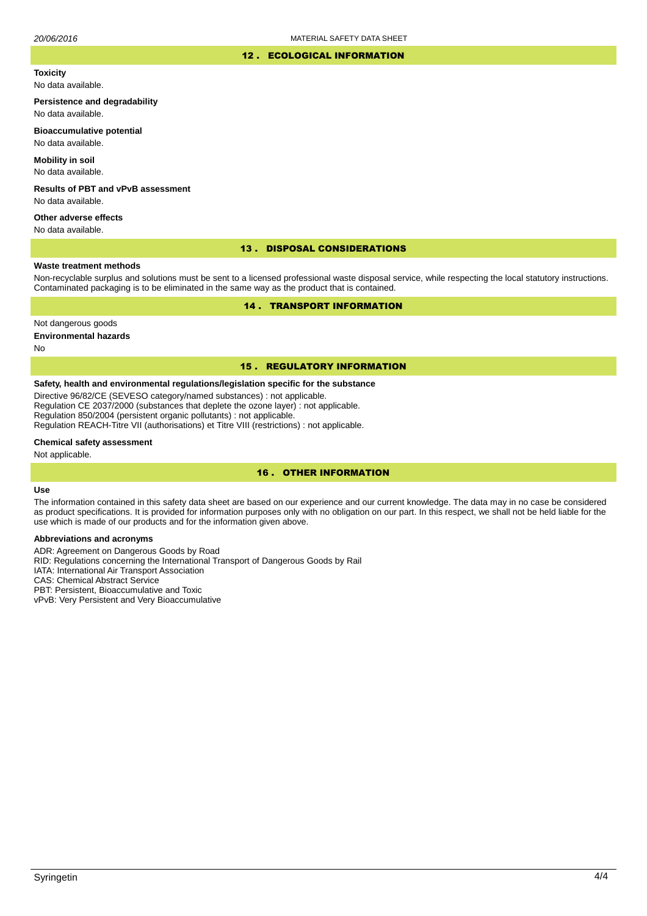## 12 . ECOLOGICAL INFORMATION

**Toxicity**

No data available.

**Persistence and degradability**

No data available.

**Bioaccumulative potential**

No data available.

**Mobility in soil**

No data available.

**Results of PBT and vPvB assessment**

No data available.

**Other adverse effects**

No data available.

## 13 . DISPOSAL CONSIDERATIONS

**Waste treatment methods**

Non-recyclable surplus and solutions must be sent to a licensed professional waste disposal service, while respecting the local statutory instructions. Contaminated packaging is to be eliminated in the same way as the product that is contained.

## 14 . TRANSPORT INFORMATION

Not dangerous goods

**Environmental hazards**

No

## 15 . REGULATORY INFORMATION

**Safety, health and environmental regulations/legislation specific for the substance**

Directive 96/82/CE (SEVESO category/named substances) : not applicable.
Regulation CE 2037/2000 (substances that deplete the ozone layer) : not applicable.
Regulation 850/2004 (persistent organic pollutants) : not applicable.
Regulation REACH-Titre VII (authorisations) et Titre VIII (restrictions) : not applicable.

**Chemical safety assessment**

Not applicable.

## 16 . OTHER INFORMATION

**Use**

The information contained in this safety data sheet are based on our experience and our current knowledge. The data may in no case be considered as product specifications. It is provided for information purposes only with no obligation on our part. In this respect, we shall not be held liable for the use which is made of our products and for the information given above.

**Abbreviations and acronyms**

ADR: Agreement on Dangerous Goods by Road
RID: Regulations concerning the International Transport of Dangerous Goods by Rail
IATA: International Air Transport Association
CAS: Chemical Abstract Service
PBT: Persistent, Bioaccumulative and Toxic
vPvB: Very Persistent and Very Bioaccumulative